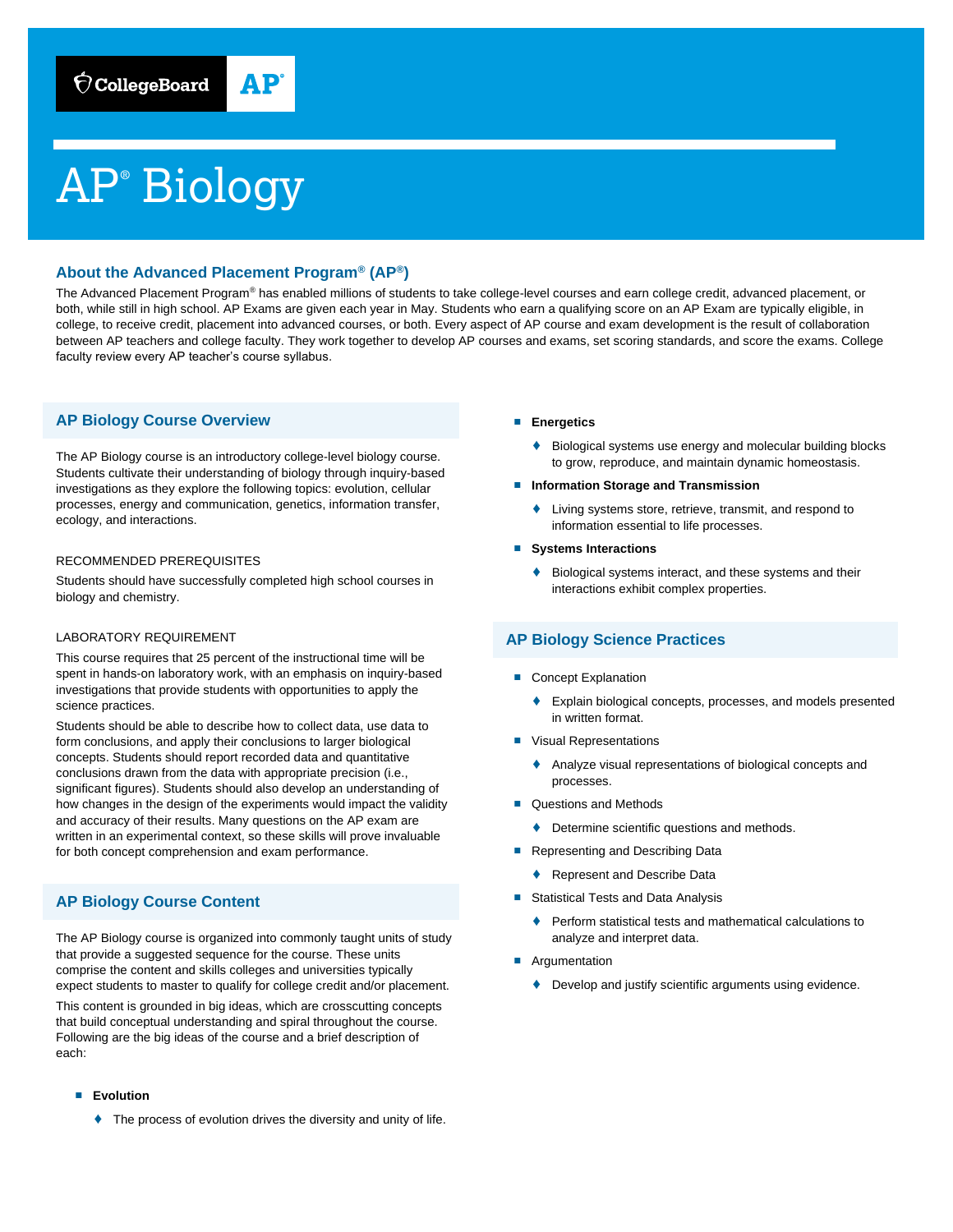# AP® Biology

## About the Advanced Placement Program® (AP®)

The Advanced Placement Program® has enabled millions of students to take college-level courses and earn college credit, advanced placement, or both, while still in high school. AP Exams are given each year in May. Students who earn a qualifying score on an AP Exam are typically eligible, in college, to receive credit, placement into advanced courses, or both. Every aspect of AP course and exam development is the result of collaboration between AP teachers and college faculty. They work together to develop AP courses and exams, set scoring standards, and score the exams. College faculty review every AP teacher's course syllabus.

## AP Biology Course Overview

The AP Biology course is an introductory college-level biology course. Students cultivate their understanding of biology through inquiry-based investigations as they explore the following topics: evolution, cellular processes, energy and communication, genetics, information transfer, ecology, and interactions.

### RECOMMENDED PREREQUISITES

Students should have successfully completed high school courses in biology and chemistry.

### LABORATORY REQUIREMENT

This course requires that 25 percent of the instructional time will be spent in hands-on laboratory work, with an emphasis on inquiry-based investigations that provide students with opportunities to apply the science practices.

Students should be able to describe how to collect data, use data to form conclusions, and apply their conclusions to larger biological concepts. Students should report recorded data and quantitative conclusions drawn from the data with appropriate precision (i.e., significant figures). Students should also develop an understanding of how changes in the design of the experiments would impact the validity and accuracy of their results. Many questions on the AP exam are written in an experimental context, so these skills will prove invaluable for both concept comprehension and exam performance.

## AP Biology Course Content

The AP Biology course is organized into commonly taught units of study that provide a suggested sequence for the course. These units comprise the content and skills colleges and universities typically expect students to master to qualify for college credit and/or placement.

This content is grounded in big ideas, which are crosscutting concepts that build conceptual understanding and spiral throughout the course. Following are the big ideas of the course and a brief description of each:

- **Evolution**
  - The process of evolution drives the diversity and unity of life.
- **Energetics**
  - Biological systems use energy and molecular building blocks to grow, reproduce, and maintain dynamic homeostasis.
- **Information Storage and Transmission**
  - Living systems store, retrieve, transmit, and respond to information essential to life processes.
- **Systems Interactions**
  - Biological systems interact, and these systems and their interactions exhibit complex properties.

## AP Biology Science Practices

- Concept Explanation
  - Explain biological concepts, processes, and models presented in written format.
- Visual Representations
  - Analyze visual representations of biological concepts and processes.
- Questions and Methods
  - Determine scientific questions and methods.
- Representing and Describing Data
  - Represent and Describe Data
- Statistical Tests and Data Analysis
  - Perform statistical tests and mathematical calculations to analyze and interpret data.
- Argumentation
  - Develop and justify scientific arguments using evidence.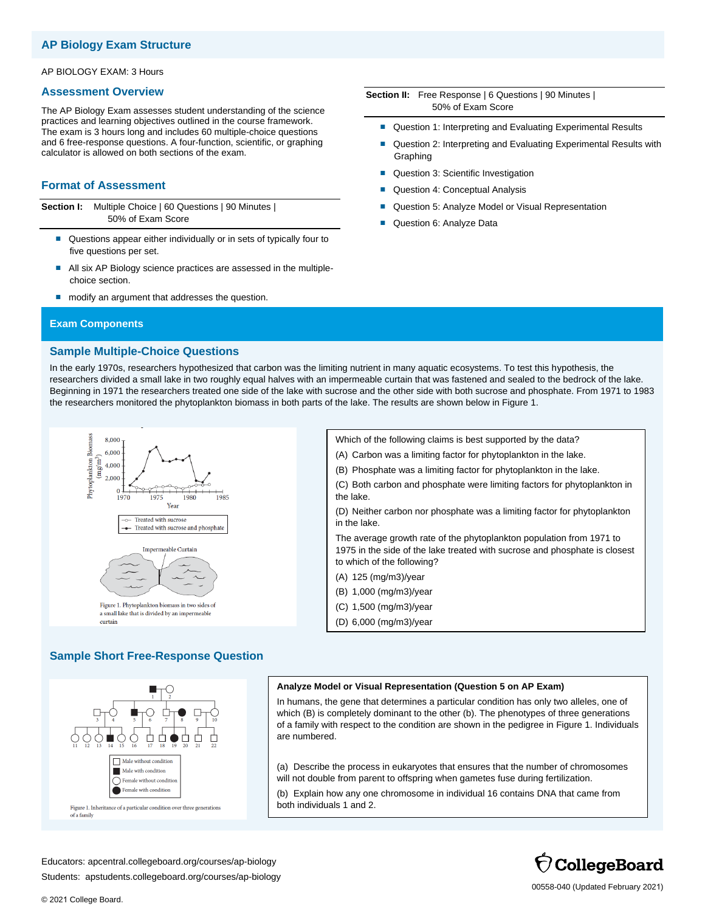## AP Biology Exam Structure

AP BIOLOGY EXAM: 3 Hours

### Assessment Overview

The AP Biology Exam assesses student understanding of the science practices and learning objectives outlined in the course framework. The exam is 3 hours long and includes 60 multiple-choice questions and 6 free-response questions. A four-function, scientific, or graphing calculator is allowed on both sections of the exam.

### Format of Assessment

**Section I:** Multiple Choice | 60 Questions | 90 Minutes | 50% of Exam Score

- Questions appear either individually or in sets of typically four to five questions per set.
- All six AP Biology science practices are assessed in the multiple-choice section.
- modify an argument that addresses the question.

**Section II:** Free Response | 6 Questions | 90 Minutes | 50% of Exam Score

- Question 1: Interpreting and Evaluating Experimental Results
- Question 2: Interpreting and Evaluating Experimental Results with Graphing
- Question 3: Scientific Investigation
- Question 4: Conceptual Analysis
- Question 5: Analyze Model or Visual Representation
- Question 6: Analyze Data

## Exam Components

### Sample Multiple-Choice Questions

In the early 1970s, researchers hypothesized that carbon was the limiting nutrient in many aquatic ecosystems. To test this hypothesis, the researchers divided a small lake in two roughly equal halves with an impermeable curtain that was fastened and sealed to the bedrock of the lake. Beginning in 1971 the researchers treated one side of the lake with sucrose and the other side with both sucrose and phosphate. From 1971 to 1983 the researchers monitored the phytoplankton biomass in both parts of the lake. The results are shown below in Figure 1.

Phytoplankton Biomass ($mg/m^3$)

8,000
6,000
4,000
2,000
0

1970 1975 1980 1985

Year

Treated with sucrose
Treated with sucrose and phosphate

Impermeable Curtain

Figure 1. Phytoplankton biomass in two sides of a small lake that is divided by an impermeable curtain

Which of the following claims is best supported by the data?

(A) Carbon was a limiting factor for phytoplankton in the lake.

(B) Phosphate was a limiting factor for phytoplankton in the lake.

(C) Both carbon and phosphate were limiting factors for phytoplankton in the lake.

(D) Neither carbon nor phosphate was a limiting factor for phytoplankton in the lake.

The average growth rate of the phytoplankton population from 1971 to 1975 in the side of the lake treated with sucrose and phosphate is closest to which of the following?

(A) 125 (mg/m3)/year

(B) 1,000 (mg/m3)/year

(C) 1,500 (mg/m3)/year

(D) 6,000 (mg/m3)/year

### Sample Short Free-Response Question

1 2

3 4 5 6 7 8 9 10

11 12 13 14 15 16 17 18 19 20 21 22

Male without condition
Male with condition
Female without condition
Female with condition

Figure 1. Inheritance of a particular condition over three generations of a family

**Analyze Model or Visual Representation (Question 5 on AP Exam)**

In humans, the gene that determines a particular condition has only two alleles, one of which (B) is completely dominant to the other (b). The phenotypes of three generations of a family with respect to the condition are shown in the pedigree in Figure 1. Individuals are numbered.

(a) Describe the process in eukaryotes that ensures that the number of chromosomes will not double from parent to offspring when gametes fuse during fertilization.

(b) Explain how any one chromosome in individual 16 contains DNA that came from both individuals 1 and 2.

Educators: apcentral.collegeboard.org/courses/ap-biology

Students: apstudents.collegeboard.org/courses/ap-biology

CollegeBoard

00558-040 (Updated February 2021)

© 2021 College Board.